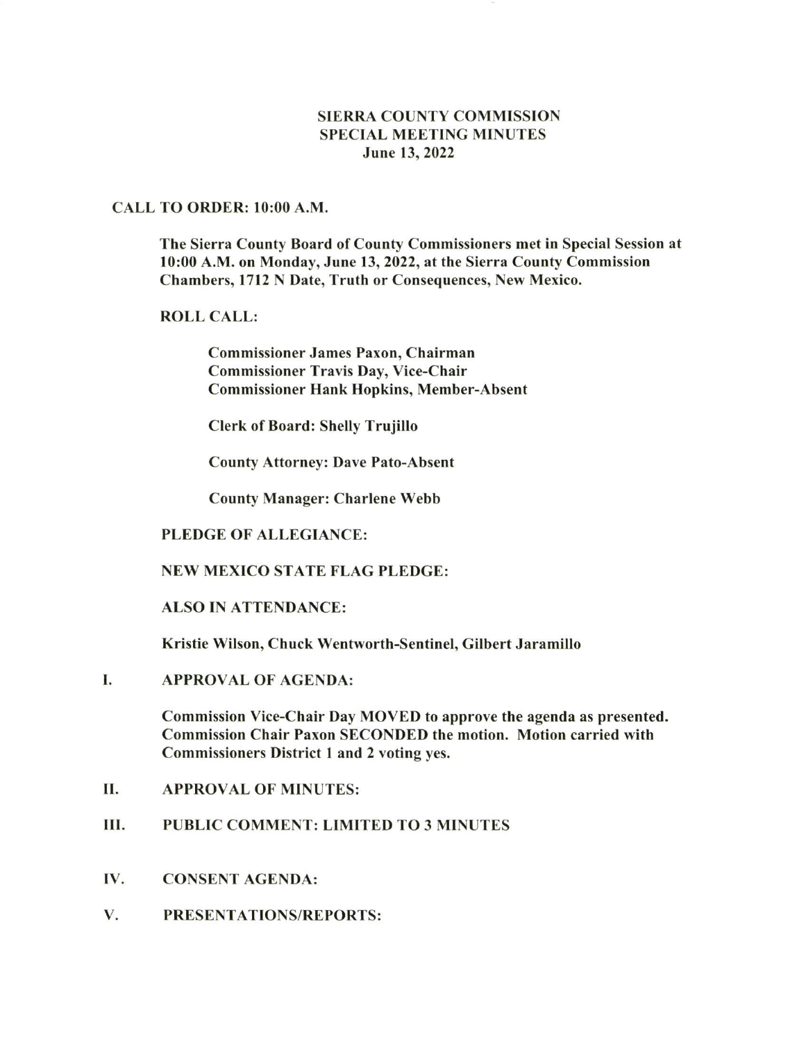# SIERRA COUNTY COMMISSION
## SPECIAL MEETING MINUTES
### June 13, 2022

**CALL TO ORDER: 10:00 A.M.**

**The Sierra County Board of County Commissioners met in Special Session at 10:00 A.M. on Monday, June 13, 2022, at the Sierra County Commission Chambers, 1712 N Date, Truth or Consequences, New Mexico.**

**ROLL CALL:**

**Commissioner James Paxon, Chairman**
**Commissioner Travis Day, Vice-Chair**
**Commissioner Hank Hopkins, Member-Absent**

**Clerk of Board: Shelly Trujillo**

**County Attorney: Dave Pato-Absent**

**County Manager: Charlene Webb**

**PLEDGE OF ALLEGIANCE:**

**NEW MEXICO STATE FLAG PLEDGE:**

**ALSO IN ATTENDANCE:**

**Kristie Wilson, Chuck Wentworth-Sentinel, Gilbert Jaramillo**

**I. APPROVAL OF AGENDA:**

**Commission Vice-Chair Day MOVED to approve the agenda as presented. Commission Chair Paxon SECONDED the motion. Motion carried with Commissioners District 1 and 2 voting yes.**

**II. APPROVAL OF MINUTES:**

**III. PUBLIC COMMENT: LIMITED TO 3 MINUTES**

**IV. CONSENT AGENDA:**

**V. PRESENTATIONS/REPORTS:**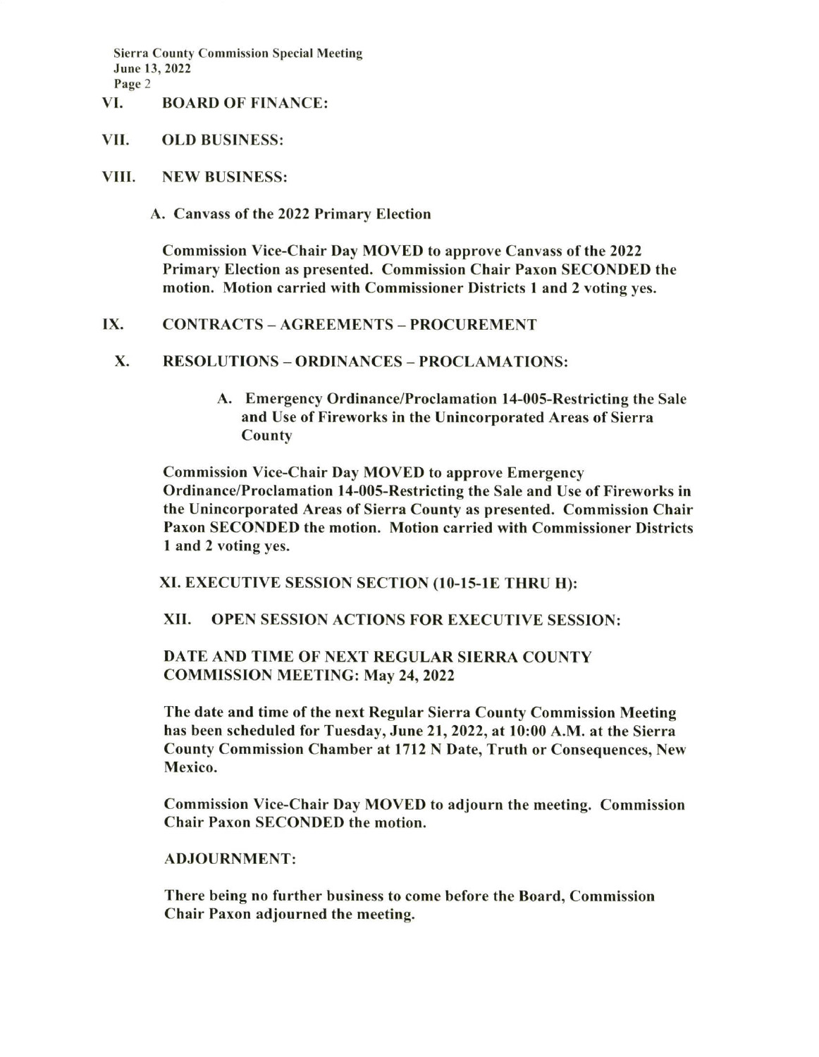## VI. BOARD OF FINANCE:

## VII. OLD BUSINESS:

## VIII. NEW BUSINESS:

### A. Canvass of the 2022 Primary Election

**Commission Vice-Chair Day MOVED to approve Canvass of the 2022 Primary Election as presented. Commission Chair Paxon SECONDED the motion. Motion carried with Commissioner Districts 1 and 2 voting yes.**

## IX. CONTRACTS – AGREEMENTS – PROCUREMENT

## X. RESOLUTIONS – ORDINANCES – PROCLAMATIONS:

### A. Emergency Ordinance/Proclamation 14-005-Restricting the Sale and Use of Fireworks in the Unincorporated Areas of Sierra County

**Commission Vice-Chair Day MOVED to approve Emergency Ordinance/Proclamation 14-005-Restricting the Sale and Use of Fireworks in the Unincorporated Areas of Sierra County as presented. Commission Chair Paxon SECONDED the motion. Motion carried with Commissioner Districts 1 and 2 voting yes.**

## XI. EXECUTIVE SESSION SECTION (10-15-1E THRU H):

## XII. OPEN SESSION ACTIONS FOR EXECUTIVE SESSION:

## DATE AND TIME OF NEXT REGULAR SIERRA COUNTY COMMISSION MEETING: May 24, 2022

**The date and time of the next Regular Sierra County Commission Meeting has been scheduled for Tuesday, June 21, 2022, at 10:00 A.M. at the Sierra County Commission Chamber at 1712 N Date, Truth or Consequences, New Mexico.**

**Commission Vice-Chair Day MOVED to adjourn the meeting. Commission Chair Paxon SECONDED the motion.**

## ADJOURNMENT:

**There being no further business to come before the Board, Commission Chair Paxon adjourned the meeting.**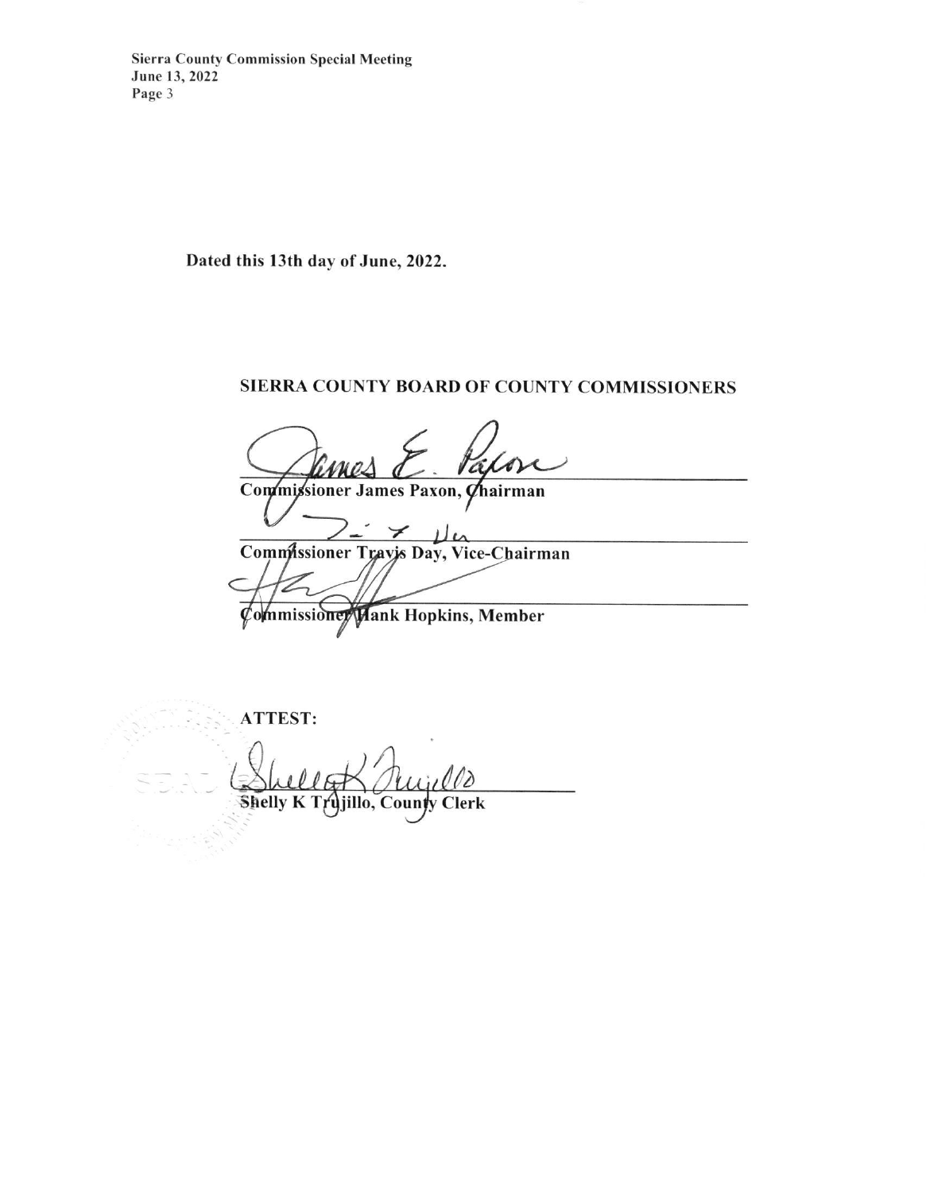Dated this 13th day of June, 2022.

**SIERRA COUNTY BOARD OF COUNTY COMMISSIONERS**

Commissioner James Paxon, Chairman

Commissioner Travis Day, Vice-Chairman

Commissioner Hank Hopkins, Member

ATTEST:

Shelly K Trujillo, County Clerk